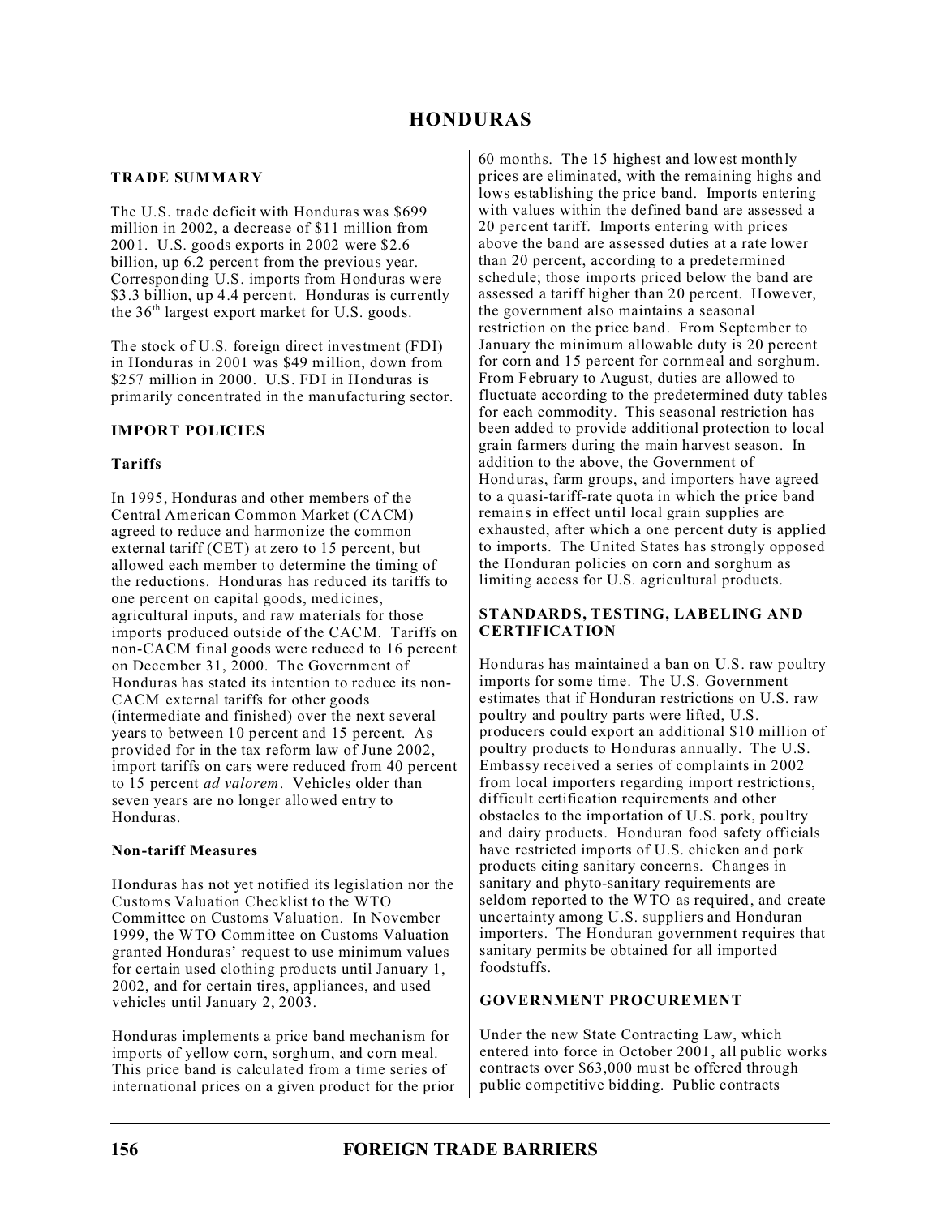# HONDURAS

## TRADE SUMMARY

The U.S. trade deficit with Honduras was $699 million in 2002, a decrease of $11 million from 2001. U.S. goods exports in 2002 were $2.6 billion, up 6.2 percent from the previous year. Corresponding U.S. imports from Honduras were $3.3 billion, up 4.4 percent. Honduras is currently the 36th largest export market for U.S. goods.

The stock of U.S. foreign direct investment (FDI) in Honduras in 2001 was $49 million, down from $257 million in 2000. U.S. FDI in Honduras is primarily concentrated in the manufacturing sector.

## IMPORT POLICIES

### Tariffs

In 1995, Honduras and other members of the Central American Common Market (CACM) agreed to reduce and harmonize the common external tariff (CET) at zero to 15 percent, but allowed each member to determine the timing of the reductions. Honduras has reduced its tariffs to one percent on capital goods, medicines, agricultural inputs, and raw materials for those imports produced outside of the CACM. Tariffs on non-CACM final goods were reduced to 16 percent on December 31, 2000. The Government of Honduras has stated its intention to reduce its non-CACM external tariffs for other goods (intermediate and finished) over the next several years to between 10 percent and 15 percent. As provided for in the tax reform law of June 2002, import tariffs on cars were reduced from 40 percent to 15 percent *ad valorem*. Vehicles older than seven years are no longer allowed entry to Honduras.

### Non-tariff Measures

Honduras has not yet notified its legislation nor the Customs Valuation Checklist to the WTO Committee on Customs Valuation. In November 1999, the WTO Committee on Customs Valuation granted Honduras' request to use minimum values for certain used clothing products until January 1, 2002, and for certain tires, appliances, and used vehicles until January 2, 2003.

Honduras implements a price band mechanism for imports of yellow corn, sorghum, and corn meal. This price band is calculated from a time series of international prices on a given product for the prior 60 months. The 15 highest and lowest monthly prices are eliminated, with the remaining highs and lows establishing the price band. Imports entering with values within the defined band are assessed a 20 percent tariff. Imports entering with prices above the band are assessed duties at a rate lower than 20 percent, according to a predetermined schedule; those imports priced below the band are assessed a tariff higher than 20 percent. However, the government also maintains a seasonal restriction on the price band. From September to January the minimum allowable duty is 20 percent for corn and 15 percent for cornmeal and sorghum. From February to August, duties are allowed to fluctuate according to the predetermined duty tables for each commodity. This seasonal restriction has been added to provide additional protection to local grain farmers during the main harvest season. In addition to the above, the Government of Honduras, farm groups, and importers have agreed to a quasi-tariff-rate quota in which the price band remains in effect until local grain supplies are exhausted, after which a one percent duty is applied to imports. The United States has strongly opposed the Honduran policies on corn and sorghum as limiting access for U.S. agricultural products.

## STANDARDS, TESTING, LABELING AND CERTIFICATION

Honduras has maintained a ban on U.S. raw poultry imports for some time. The U.S. Government estimates that if Honduran restrictions on U.S. raw poultry and poultry parts were lifted, U.S. producers could export an additional $10 million of poultry products to Honduras annually. The U.S. Embassy received a series of complaints in 2002 from local importers regarding import restrictions, difficult certification requirements and other obstacles to the importation of U.S. pork, poultry and dairy products. Honduran food safety officials have restricted imports of U.S. chicken and pork products citing sanitary concerns. Changes in sanitary and phyto-sanitary requirements are seldom reported to the WTO as required, and create uncertainty among U.S. suppliers and Honduran importers. The Honduran government requires that sanitary permits be obtained for all imported foodstuffs.

## GOVERNMENT PROCUREMENT

Under the new State Contracting Law, which entered into force in October 2001, all public works contracts over $63,000 must be offered through public competitive bidding. Public contracts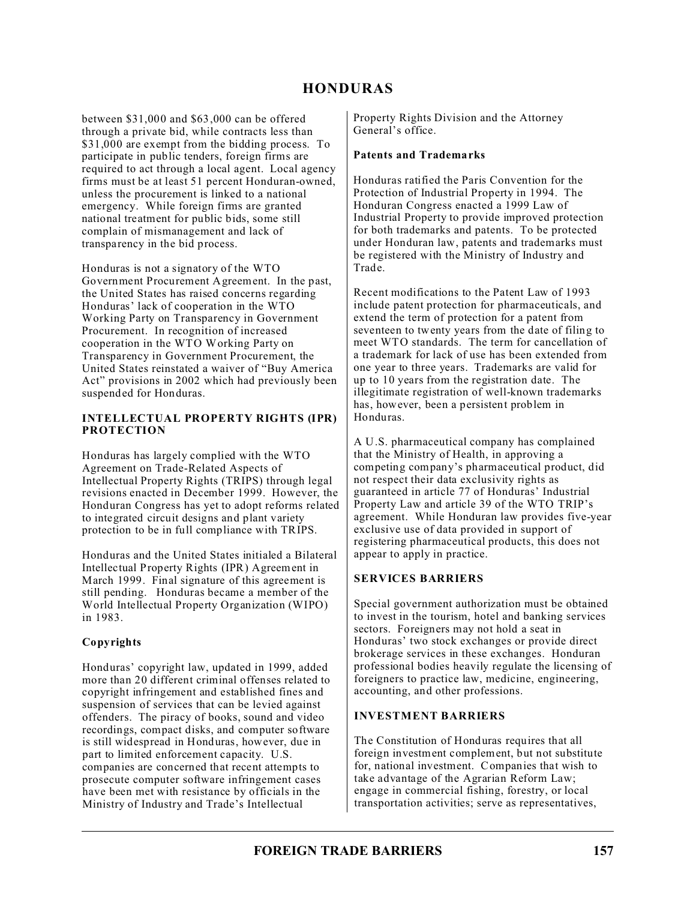between $31,000 and $63,000 can be offered through a private bid, while contracts less than $31,000 are exempt from the bidding process. To participate in public tenders, foreign firms are required to act through a local agent. Local agency firms must be at least 51 percent Honduran-owned, unless the procurement is linked to a national emergency. While foreign firms are granted national treatment for public bids, some still complain of mismanagement and lack of transparency in the bid process.

Honduras is not a signatory of the WTO Government Procurement Agreement. In the past, the United States has raised concerns regarding Honduras' lack of cooperation in the WTO Working Party on Transparency in Government Procurement. In recognition of increased cooperation in the WTO Working Party on Transparency in Government Procurement, the United States reinstated a waiver of "Buy America Act" provisions in 2002 which had previously been suspended for Honduras.

## INTELLECTUAL PROPERTY RIGHTS (IPR) PROTECTION

Honduras has largely complied with the WTO Agreement on Trade-Related Aspects of Intellectual Property Rights (TRIPS) through legal revisions enacted in December 1999. However, the Honduran Congress has yet to adopt reforms related to integrated circuit designs and plant variety protection to be in full compliance with TRIPS.

Honduras and the United States initialed a Bilateral Intellectual Property Rights (IPR) Agreement in March 1999. Final signature of this agreement is still pending. Honduras became a member of the World Intellectual Property Organization (WIPO) in 1983.

### Copyrights

Honduras' copyright law, updated in 1999, added more than 20 different criminal offenses related to copyright infringement and established fines and suspension of services that can be levied against offenders. The piracy of books, sound and video recordings, compact disks, and computer software is still widespread in Honduras, however, due in part to limited enforcement capacity. U.S. companies are concerned that recent attempts to prosecute computer software infringement cases have been met with resistance by officials in the Ministry of Industry and Trade's Intellectual Property Rights Division and the Attorney General's office.

### Patents and Trademarks

Honduras ratified the Paris Convention for the Protection of Industrial Property in 1994. The Honduran Congress enacted a 1999 Law of Industrial Property to provide improved protection for both trademarks and patents. To be protected under Honduran law, patents and trademarks must be registered with the Ministry of Industry and Trade.

Recent modifications to the Patent Law of 1993 include patent protection for pharmaceuticals, and extend the term of protection for a patent from seventeen to twenty years from the date of filing to meet WTO standards. The term for cancellation of a trademark for lack of use has been extended from one year to three years. Trademarks are valid for up to 10 years from the registration date. The illegitimate registration of well-known trademarks has, however, been a persistent problem in Honduras.

A U.S. pharmaceutical company has complained that the Ministry of Health, in approving a competing company's pharmaceutical product, did not respect their data exclusivity rights as guaranteed in article 77 of Honduras' Industrial Property Law and article 39 of the WTO TRIP's agreement. While Honduran law provides five-year exclusive use of data provided in support of registering pharmaceutical products, this does not appear to apply in practice.

## SERVICES BARRIERS

Special government authorization must be obtained to invest in the tourism, hotel and banking services sectors. Foreigners may not hold a seat in Honduras' two stock exchanges or provide direct brokerage services in these exchanges. Honduran professional bodies heavily regulate the licensing of foreigners to practice law, medicine, engineering, accounting, and other professions.

## INVESTMENT BARRIERS

The Constitution of Honduras requires that all foreign investment complement, but not substitute for, national investment. Companies that wish to take advantage of the Agrarian Reform Law; engage in commercial fishing, forestry, or local transportation activities; serve as representatives,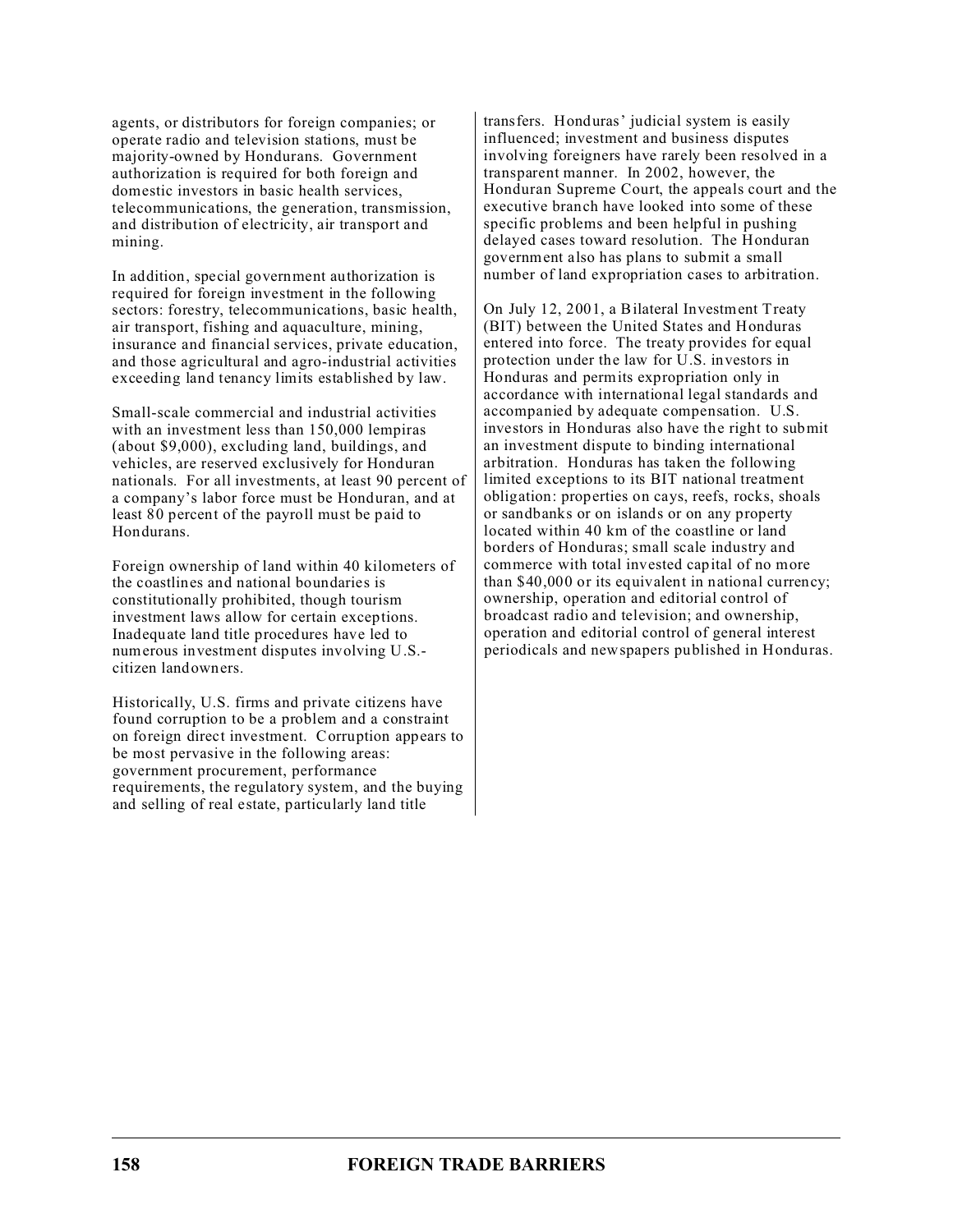agents, or distributors for foreign companies; or operate radio and television stations, must be majority-owned by Hondurans. Government authorization is required for both foreign and domestic investors in basic health services, telecommunications, the generation, transmission, and distribution of electricity, air transport and mining.

In addition, special government authorization is required for foreign investment in the following sectors: forestry, telecommunications, basic health, air transport, fishing and aquaculture, mining, insurance and financial services, private education, and those agricultural and agro-industrial activities exceeding land tenancy limits established by law.

Small-scale commercial and industrial activities with an investment less than 150,000 lempiras (about $9,000), excluding land, buildings, and vehicles, are reserved exclusively for Honduran nationals. For all investments, at least 90 percent of a company's labor force must be Honduran, and at least 80 percent of the payroll must be paid to Hondurans.

Foreign ownership of land within 40 kilometers of the coastlines and national boundaries is constitutionally prohibited, though tourism investment laws allow for certain exceptions. Inadequate land title procedures have led to numerous investment disputes involving U.S.-citizen landowners.

Historically, U.S. firms and private citizens have found corruption to be a problem and a constraint on foreign direct investment. Corruption appears to be most pervasive in the following areas: government procurement, performance requirements, the regulatory system, and the buying and selling of real estate, particularly land title transfers. Honduras' judicial system is easily influenced; investment and business disputes involving foreigners have rarely been resolved in a transparent manner. In 2002, however, the Honduran Supreme Court, the appeals court and the executive branch have looked into some of these specific problems and been helpful in pushing delayed cases toward resolution. The Honduran government also has plans to submit a small number of land expropriation cases to arbitration.

On July 12, 2001, a Bilateral Investment Treaty (BIT) between the United States and Honduras entered into force. The treaty provides for equal protection under the law for U.S. investors in Honduras and permits expropriation only in accordance with international legal standards and accompanied by adequate compensation. U.S. investors in Honduras also have the right to submit an investment dispute to binding international arbitration. Honduras has taken the following limited exceptions to its BIT national treatment obligation: properties on cays, reefs, rocks, shoals or sandbanks or on islands or on any property located within 40 km of the coastline or land borders of Honduras; small scale industry and commerce with total invested capital of no more than $40,000 or its equivalent in national currency; ownership, operation and editorial control of broadcast radio and television; and ownership, operation and editorial control of general interest periodicals and newspapers published in Honduras.